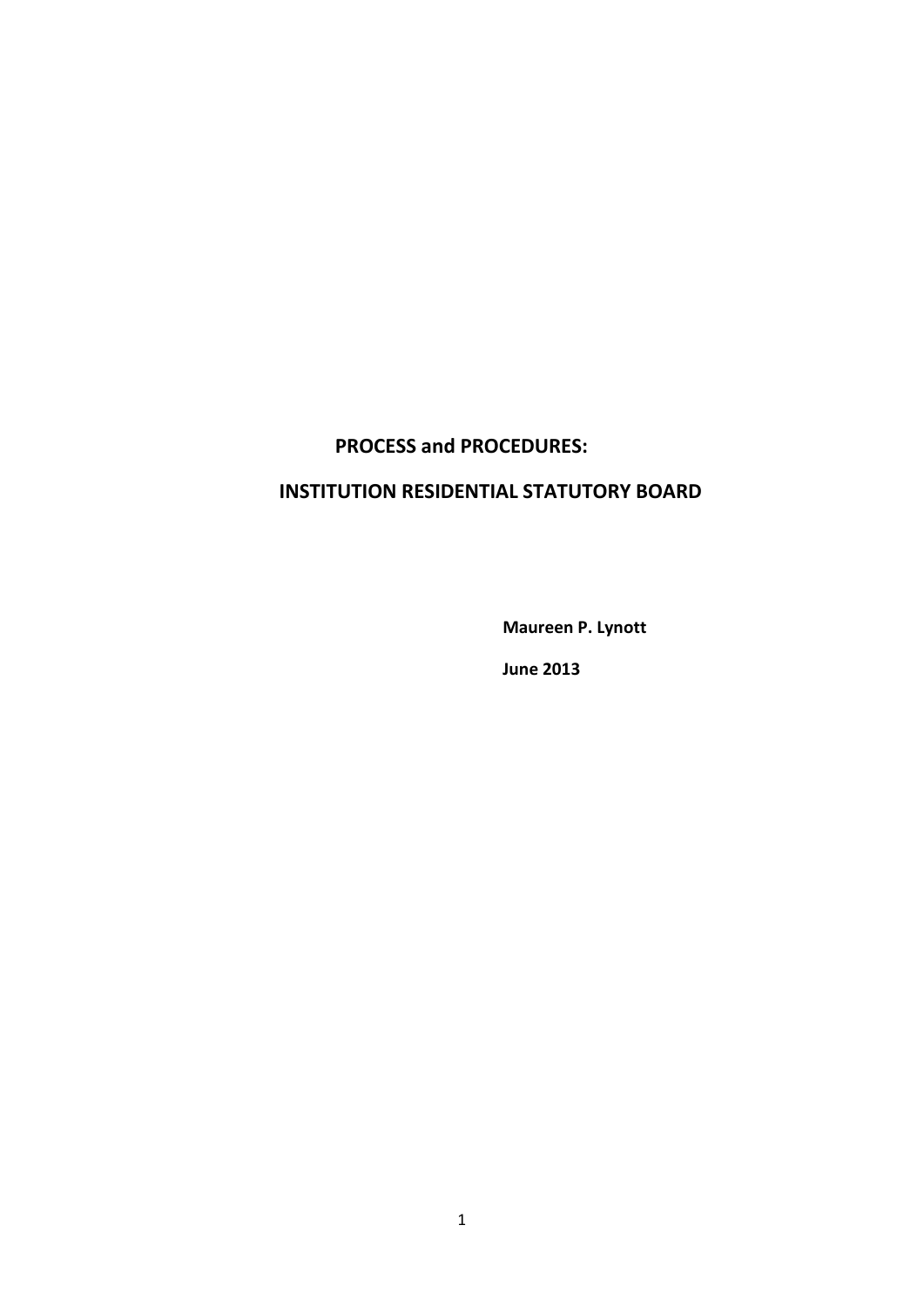# PROCESS and PROCEDURES:

# INSTITUTION RESIDENTIAL STATUTORY BOARD

**Maureen P. Lynott**

**June 2013**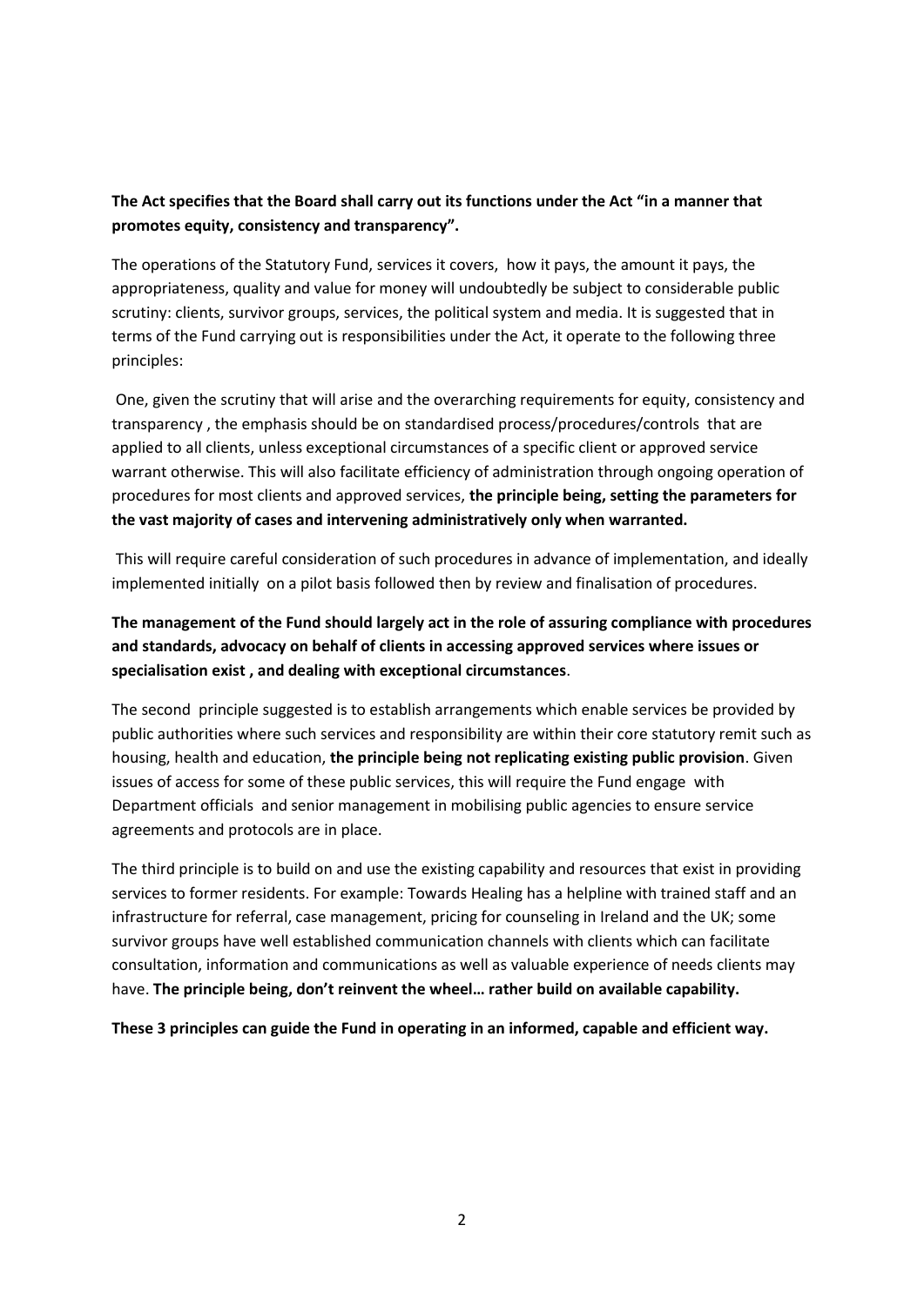**The Act specifies that the Board shall carry out its functions under the Act "in a manner that promotes equity, consistency and transparency".**

The operations of the Statutory Fund, services it covers, how it pays, the amount it pays, the appropriateness, quality and value for money will undoubtedly be subject to considerable public scrutiny: clients, survivor groups, services, the political system and media. It is suggested that in terms of the Fund carrying out is responsibilities under the Act, it operate to the following three principles:

One, given the scrutiny that will arise and the overarching requirements for equity, consistency and transparency , the emphasis should be on standardised process/procedures/controls that are applied to all clients, unless exceptional circumstances of a specific client or approved service warrant otherwise. This will also facilitate efficiency of administration through ongoing operation of procedures for most clients and approved services, **the principle being, setting the parameters for the vast majority of cases and intervening administratively only when warranted.**

This will require careful consideration of such procedures in advance of implementation, and ideally implemented initially on a pilot basis followed then by review and finalisation of procedures.

**The management of the Fund should largely act in the role of assuring compliance with procedures and standards, advocacy on behalf of clients in accessing approved services where issues or specialisation exist , and dealing with exceptional circumstances**.

The second principle suggested is to establish arrangements which enable services be provided by public authorities where such services and responsibility are within their core statutory remit such as housing, health and education, **the principle being not replicating existing public provision**. Given issues of access for some of these public services, this will require the Fund engage with Department officials and senior management in mobilising public agencies to ensure service agreements and protocols are in place.

The third principle is to build on and use the existing capability and resources that exist in providing services to former residents. For example: Towards Healing has a helpline with trained staff and an infrastructure for referral, case management, pricing for counseling in Ireland and the UK; some survivor groups have well established communication channels with clients which can facilitate consultation, information and communications as well as valuable experience of needs clients may have. **The principle being, don't reinvent the wheel… rather build on available capability.**

**These 3 principles can guide the Fund in operating in an informed, capable and efficient way.**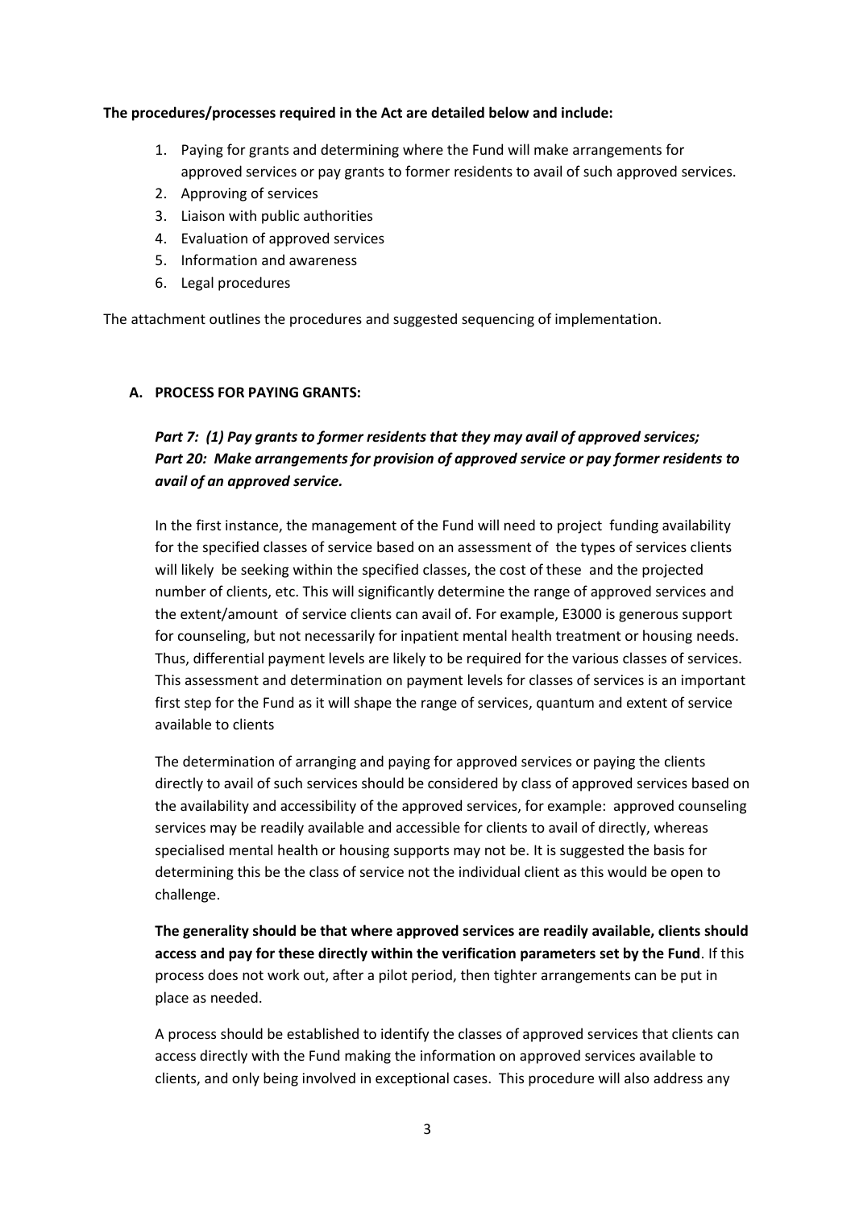**The procedures/processes required in the Act are detailed below and include:**

1. Paying for grants and determining where the Fund will make arrangements for approved services or pay grants to former residents to avail of such approved services.
2. Approving of services
3. Liaison with public authorities
4. Evaluation of approved services
5. Information and awareness
6. Legal procedures

The attachment outlines the procedures and suggested sequencing of implementation.

## A. PROCESS FOR PAYING GRANTS:

***Part 7: (1) Pay grants to former residents that they may avail of approved services; Part 20: Make arrangements for provision of approved service or pay former residents to avail of an approved service.***

In the first instance, the management of the Fund will need to project funding availability for the specified classes of service based on an assessment of the types of services clients will likely be seeking within the specified classes, the cost of these and the projected number of clients, etc. This will significantly determine the range of approved services and the extent/amount of service clients can avail of. For example, E3000 is generous support for counseling, but not necessarily for inpatient mental health treatment or housing needs. Thus, differential payment levels are likely to be required for the various classes of services. This assessment and determination on payment levels for classes of services is an important first step for the Fund as it will shape the range of services, quantum and extent of service available to clients

The determination of arranging and paying for approved services or paying the clients directly to avail of such services should be considered by class of approved services based on the availability and accessibility of the approved services, for example: approved counseling services may be readily available and accessible for clients to avail of directly, whereas specialised mental health or housing supports may not be. It is suggested the basis for determining this be the class of service not the individual client as this would be open to challenge.

**The generality should be that where approved services are readily available, clients should access and pay for these directly within the verification parameters set by the Fund**. If this process does not work out, after a pilot period, then tighter arrangements can be put in place as needed.

A process should be established to identify the classes of approved services that clients can access directly with the Fund making the information on approved services available to clients, and only being involved in exceptional cases. This procedure will also address any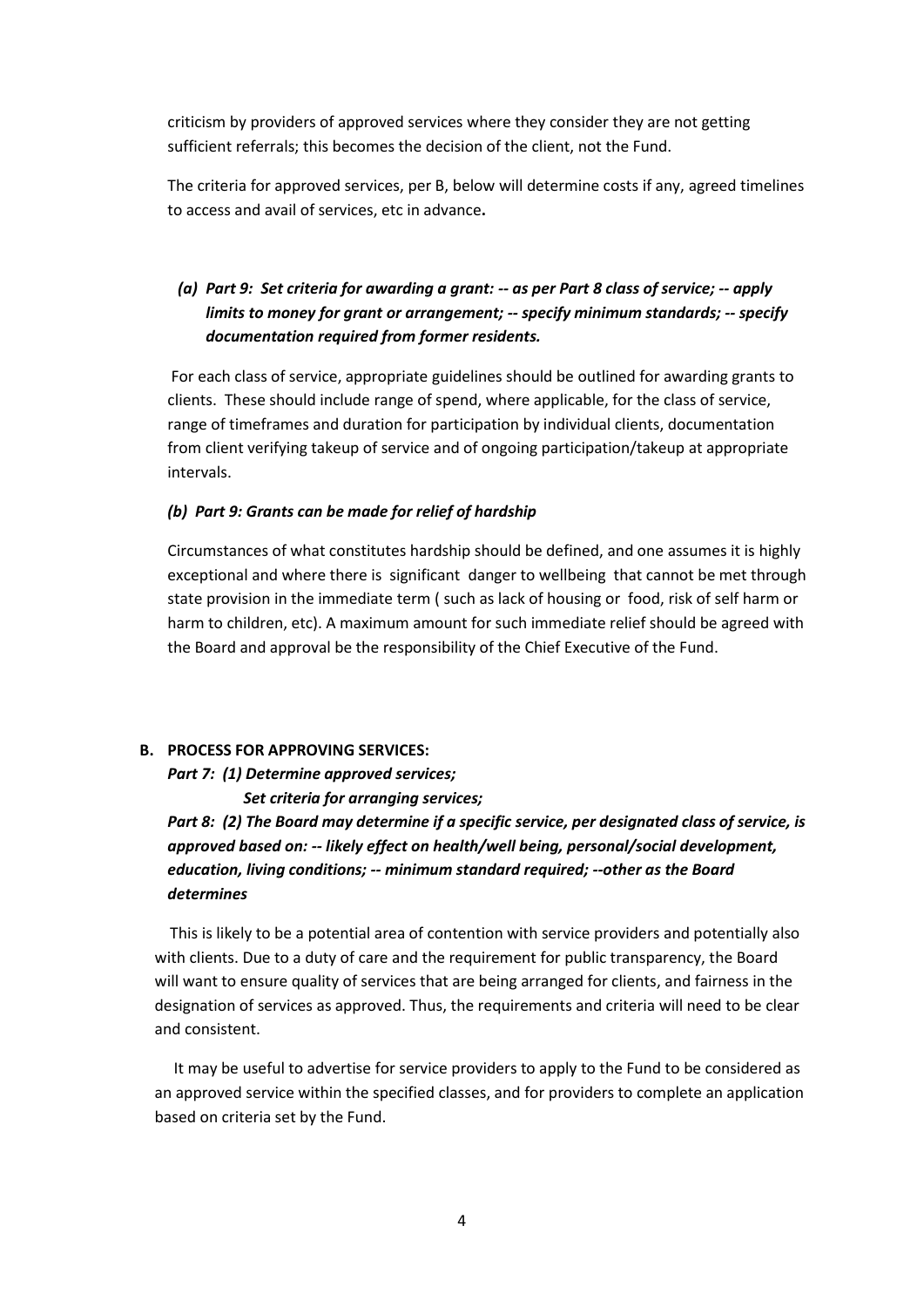criticism by providers of approved services where they consider they are not getting sufficient referrals; this becomes the decision of the client, not the Fund.

The criteria for approved services, per B, below will determine costs if any, agreed timelines to access and avail of services, etc in advance**.**

***(a) Part 9: Set criteria for awarding a grant: -- as per Part 8 class of service; -- apply limits to money for grant or arrangement; -- specify minimum standards; -- specify documentation required from former residents.***

For each class of service, appropriate guidelines should be outlined for awarding grants to clients. These should include range of spend, where applicable, for the class of service, range of timeframes and duration for participation by individual clients, documentation from client verifying takeup of service and of ongoing participation/takeup at appropriate intervals.

***(b) Part 9: Grants can be made for relief of hardship***

Circumstances of what constitutes hardship should be defined, and one assumes it is highly exceptional and where there is significant danger to wellbeing that cannot be met through state provision in the immediate term ( such as lack of housing or food, risk of self harm or harm to children, etc). A maximum amount for such immediate relief should be agreed with the Board and approval be the responsibility of the Chief Executive of the Fund.

**B. PROCESS FOR APPROVING SERVICES:**

***Part 7: (1) Determine approved services;***
***Set criteria for arranging services;***

***Part 8: (2) The Board may determine if a specific service, per designated class of service, is approved based on: -- likely effect on health/well being, personal/social development, education, living conditions; -- minimum standard required; --other as the Board determines***

This is likely to be a potential area of contention with service providers and potentially also with clients. Due to a duty of care and the requirement for public transparency, the Board will want to ensure quality of services that are being arranged for clients, and fairness in the designation of services as approved. Thus, the requirements and criteria will need to be clear and consistent.

It may be useful to advertise for service providers to apply to the Fund to be considered as an approved service within the specified classes, and for providers to complete an application based on criteria set by the Fund.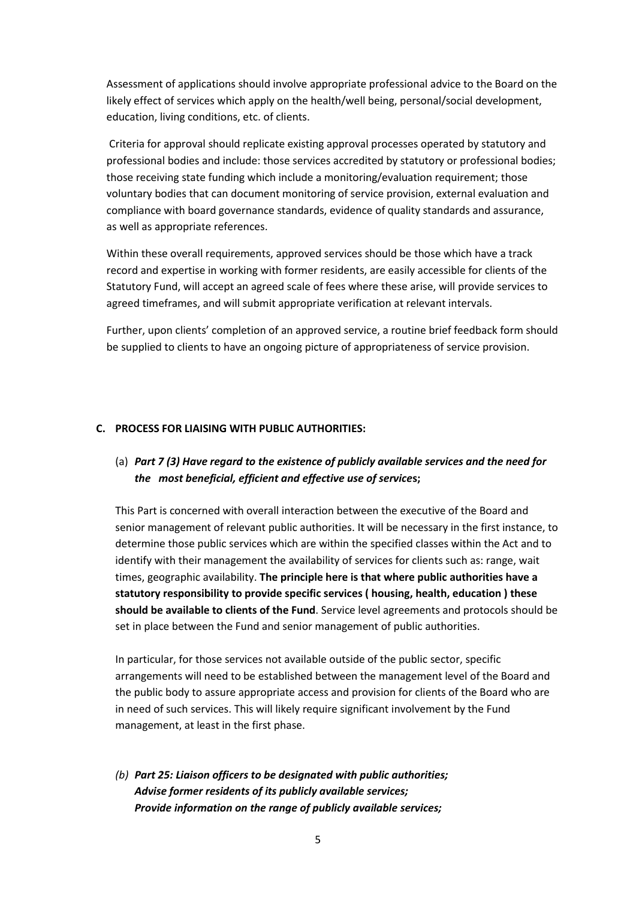Assessment of applications should involve appropriate professional advice to the Board on the likely effect of services which apply on the health/well being, personal/social development, education, living conditions, etc. of clients.

Criteria for approval should replicate existing approval processes operated by statutory and professional bodies and include: those services accredited by statutory or professional bodies; those receiving state funding which include a monitoring/evaluation requirement; those voluntary bodies that can document monitoring of service provision, external evaluation and compliance with board governance standards, evidence of quality standards and assurance, as well as appropriate references.

Within these overall requirements, approved services should be those which have a track record and expertise in working with former residents, are easily accessible for clients of the Statutory Fund, will accept an agreed scale of fees where these arise, will provide services to agreed timeframes, and will submit appropriate verification at relevant intervals.

Further, upon clients' completion of an approved service, a routine brief feedback form should be supplied to clients to have an ongoing picture of appropriateness of service provision.

### C. PROCESS FOR LIAISING WITH PUBLIC AUTHORITIES:

(a) ***Part 7 (3) Have regard to the existence of publicly available services and the need for the most beneficial, efficient and effective use of services;***

This Part is concerned with overall interaction between the executive of the Board and senior management of relevant public authorities. It will be necessary in the first instance, to determine those public services which are within the specified classes within the Act and to identify with their management the availability of services for clients such as: range, wait times, geographic availability. **The principle here is that where public authorities have a statutory responsibility to provide specific services ( housing, health, education ) these should be available to clients of the Fund**. Service level agreements and protocols should be set in place between the Fund and senior management of public authorities.

In particular, for those services not available outside of the public sector, specific arrangements will need to be established between the management level of the Board and the public body to assure appropriate access and provision for clients of the Board who are in need of such services. This will likely require significant involvement by the Fund management, at least in the first phase.

(b) ***Part 25: Liaison officers to be designated with public authorities;***
***Advise former residents of its publicly available services;***
***Provide information on the range of publicly available services;***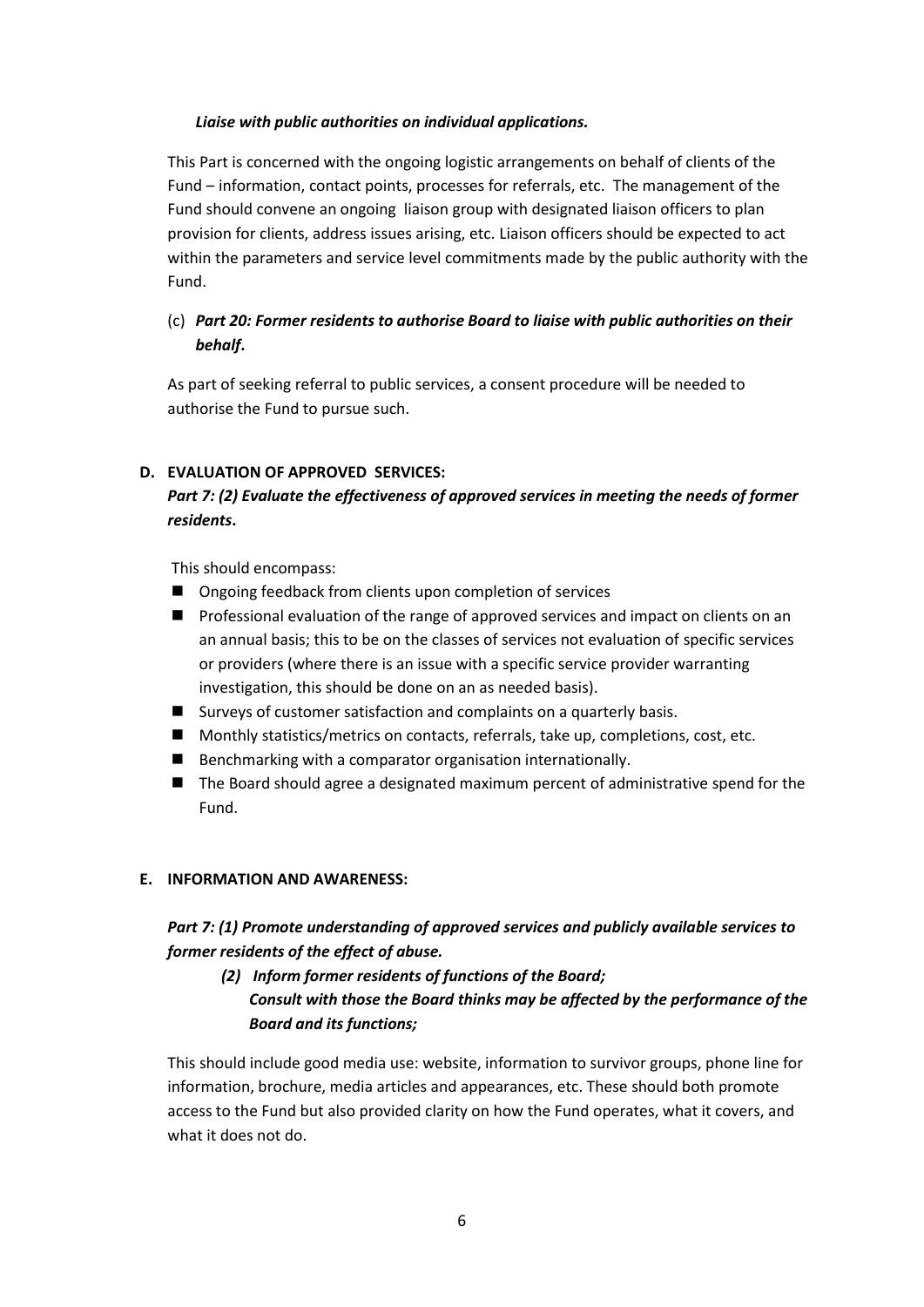***Liaise with public authorities on individual applications.***

This Part is concerned with the ongoing logistic arrangements on behalf of clients of the Fund – information, contact points, processes for referrals, etc. The management of the Fund should convene an ongoing liaison group with designated liaison officers to plan provision for clients, address issues arising, etc. Liaison officers should be expected to act within the parameters and service level commitments made by the public authority with the Fund.

(c) ***Part 20: Former residents to authorise Board to liaise with public authorities on their behalf*.**

As part of seeking referral to public services, a consent procedure will be needed to authorise the Fund to pursue such.

**D. EVALUATION OF APPROVED SERVICES:**

***Part 7: (2) Evaluate the effectiveness of approved services in meeting the needs of former residents*.**

This should encompass:

- Ongoing feedback from clients upon completion of services
- Professional evaluation of the range of approved services and impact on clients on an an annual basis; this to be on the classes of services not evaluation of specific services or providers (where there is an issue with a specific service provider warranting investigation, this should be done on an as needed basis).
- Surveys of customer satisfaction and complaints on a quarterly basis.
- Monthly statistics/metrics on contacts, referrals, take up, completions, cost, etc.
- Benchmarking with a comparator organisation internationally.
- The Board should agree a designated maximum percent of administrative spend for the Fund.

**E. INFORMATION AND AWARENESS:**

***Part 7: (1) Promote understanding of approved services and publicly available services to former residents of the effect of abuse.***

***(2) Inform former residents of functions of the Board;***
***Consult with those the Board thinks may be affected by the performance of the Board and its functions;***

This should include good media use: website, information to survivor groups, phone line for information, brochure, media articles and appearances, etc. These should both promote access to the Fund but also provided clarity on how the Fund operates, what it covers, and what it does not do.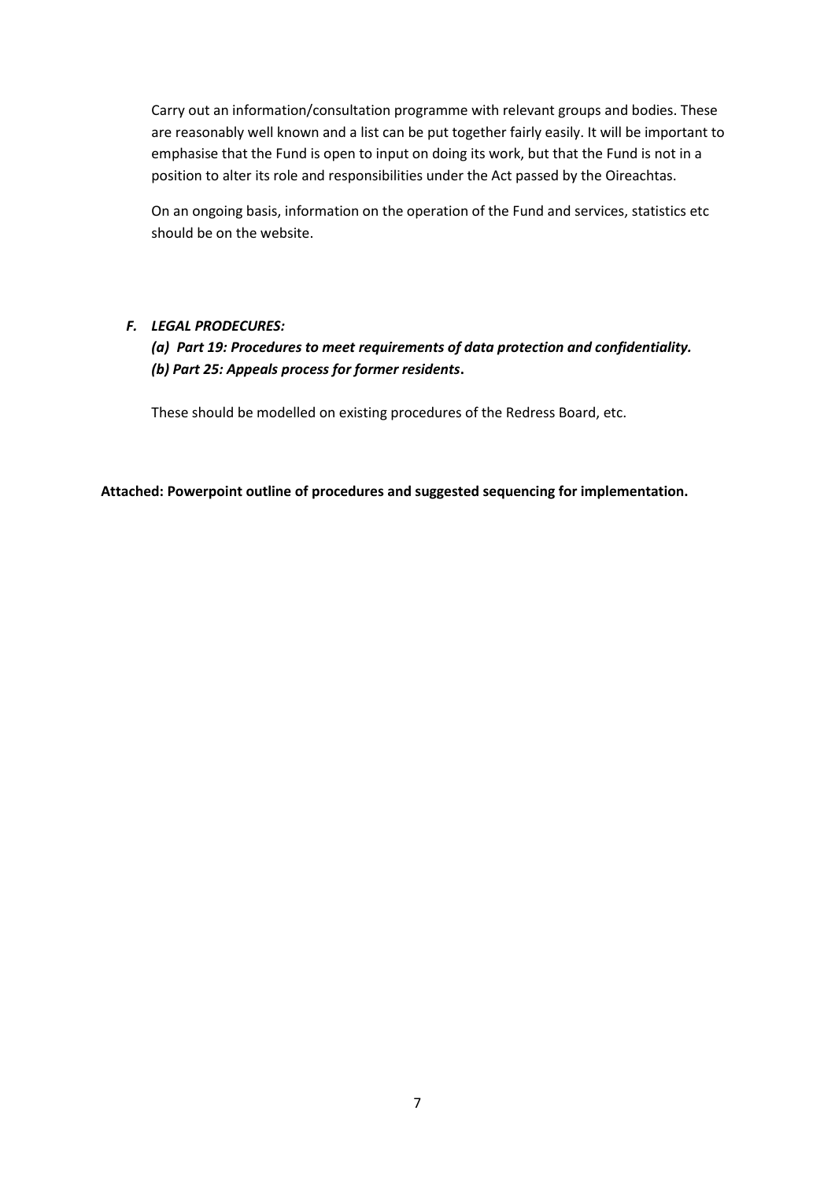Carry out an information/consultation programme with relevant groups and bodies. These are reasonably well known and a list can be put together fairly easily. It will be important to emphasise that the Fund is open to input on doing its work, but that the Fund is not in a position to alter its role and responsibilities under the Act passed by the Oireachtas.

On an ongoing basis, information on the operation of the Fund and services, statistics etc should be on the website.

### *F. LEGAL PRODECURES:*

***(a) Part 19: Procedures to meet requirements of data protection and confidentiality.***
***(b) Part 25: Appeals process for former residents*.**

These should be modelled on existing procedures of the Redress Board, etc.

**Attached: Powerpoint outline of procedures and suggested sequencing for implementation.**